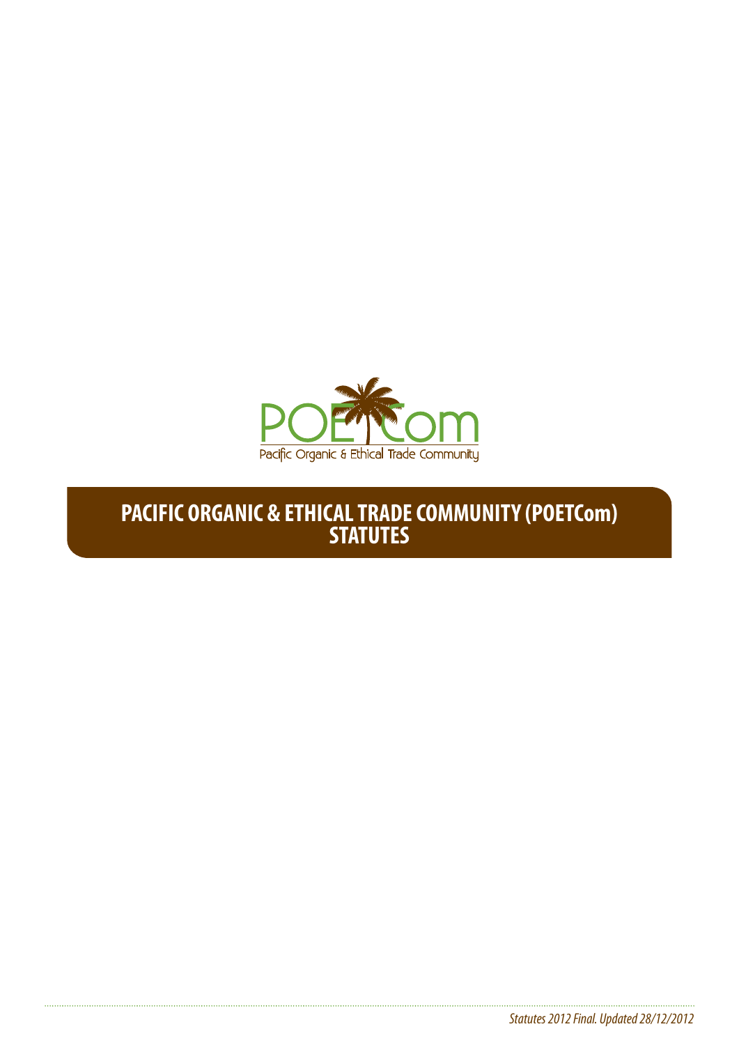POETCom

Pacific Organic & Ethical Trade Community

# PACIFIC ORGANIC & ETHICAL TRADE COMMUNITY (POETCom) STATUTES

*Statutes 2012 Final. Updated 28/12/2012*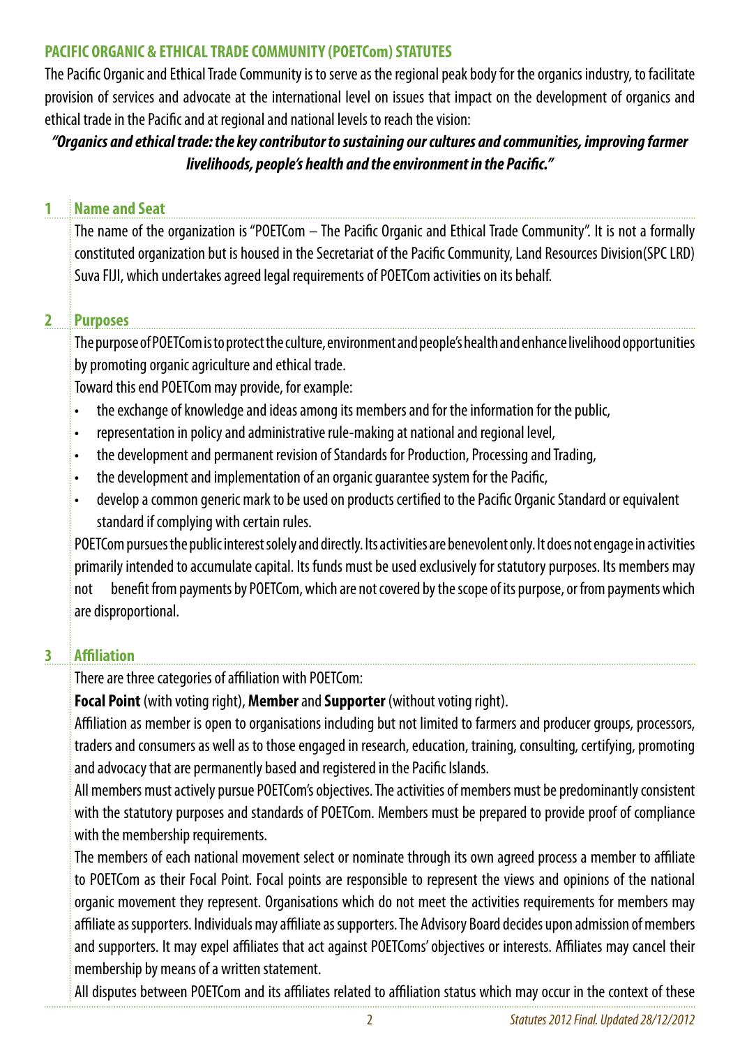## PACIFIC ORGANIC & ETHICAL TRADE COMMUNITY (POETCom) STATUTES

The Pacific Organic and Ethical Trade Community is to serve as the regional peak body for the organics industry, to facilitate provision of services and advocate at the international level on issues that impact on the development of organics and ethical trade in the Pacific and at regional and national levels to reach the vision:

***"Organics and ethical trade: the key contributor to sustaining our cultures and communities, improving farmer livelihoods, people's health and the environment in the Pacific."***

### 1 Name and Seat

The name of the organization is "POETCom – The Pacific Organic and Ethical Trade Community". It is not a formally constituted organization but is housed in the Secretariat of the Pacific Community, Land Resources Division(SPC LRD) Suva FIJI, which undertakes agreed legal requirements of POETCom activities on its behalf.

### 2 Purposes

The purpose of POETCom is to protect the culture, environment and people's health and enhance livelihood opportunities by promoting organic agriculture and ethical trade.

Toward this end POETCom may provide, for example:

- the exchange of knowledge and ideas among its members and for the information for the public,
- representation in policy and administrative rule-making at national and regional level,
- the development and permanent revision of Standards for Production, Processing and Trading,
- the development and implementation of an organic guarantee system for the Pacific,
- develop a common generic mark to be used on products certified to the Pacific Organic Standard or equivalent standard if complying with certain rules.

POETCom pursues the public interest solely and directly. Its activities are benevolent only. It does not engage in activities primarily intended to accumulate capital. Its funds must be used exclusively for statutory purposes. Its members may not benefit from payments by POETCom, which are not covered by the scope of its purpose, or from payments which are disproportional.

### 3 Affiliation

There are three categories of affiliation with POETCom:

**Focal Point** (with voting right), **Member** and **Supporter** (without voting right).

Affiliation as member is open to organisations including but not limited to farmers and producer groups, processors, traders and consumers as well as to those engaged in research, education, training, consulting, certifying, promoting and advocacy that are permanently based and registered in the Pacific Islands.

All members must actively pursue POETCom's objectives. The activities of members must be predominantly consistent with the statutory purposes and standards of POETCom. Members must be prepared to provide proof of compliance with the membership requirements.

The members of each national movement select or nominate through its own agreed process a member to affiliate to POETCom as their Focal Point. Focal points are responsible to represent the views and opinions of the national organic movement they represent. Organisations which do not meet the activities requirements for members may affiliate as supporters. Individuals may affiliate as supporters. The Advisory Board decides upon admission of members and supporters. It may expel affiliates that act against POETComs' objectives or interests. Affiliates may cancel their membership by means of a written statement.

All disputes between POETCom and its affiliates related to affiliation status which may occur in the context of these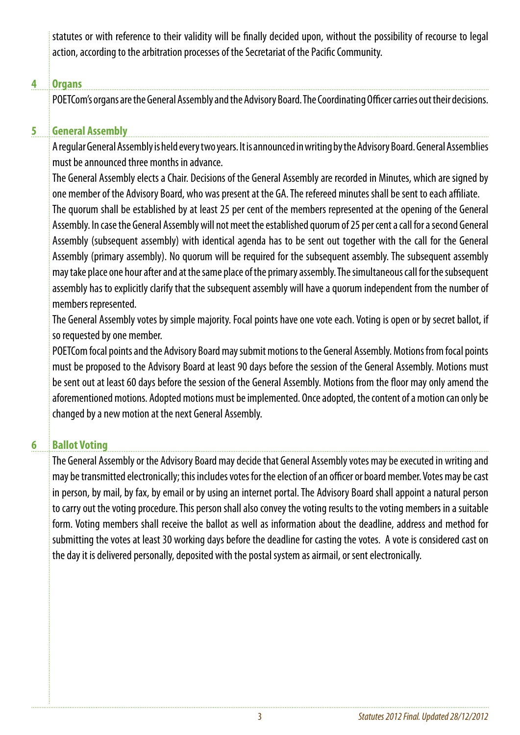statutes or with reference to their validity will be finally decided upon, without the possibility of recourse to legal action, according to the arbitration processes of the Secretariat of the Pacific Community.

## 4 Organs

POETCom's organs are the General Assembly and the Advisory Board. The Coordinating Officer carries out their decisions.

## 5 General Assembly

A regular General Assembly is held every two years. It is announced in writing by the Advisory Board. General Assemblies must be announced three months in advance.

The General Assembly elects a Chair. Decisions of the General Assembly are recorded in Minutes, which are signed by one member of the Advisory Board, who was present at the GA. The refereed minutes shall be sent to each affiliate.

The quorum shall be established by at least 25 per cent of the members represented at the opening of the General Assembly. In case the General Assembly will not meet the established quorum of 25 per cent a call for a second General Assembly (subsequent assembly) with identical agenda has to be sent out together with the call for the General Assembly (primary assembly). No quorum will be required for the subsequent assembly. The subsequent assembly may take place one hour after and at the same place of the primary assembly. The simultaneous call for the subsequent assembly has to explicitly clarify that the subsequent assembly will have a quorum independent from the number of members represented.

The General Assembly votes by simple majority. Focal points have one vote each. Voting is open or by secret ballot, if so requested by one member.

POETCom focal points and the Advisory Board may submit motions to the General Assembly. Motions from focal points must be proposed to the Advisory Board at least 90 days before the session of the General Assembly. Motions must be sent out at least 60 days before the session of the General Assembly. Motions from the floor may only amend the aforementioned motions. Adopted motions must be implemented. Once adopted, the content of a motion can only be changed by a new motion at the next General Assembly.

## 6 Ballot Voting

The General Assembly or the Advisory Board may decide that General Assembly votes may be executed in writing and may be transmitted electronically; this includes votes for the election of an officer or board member. Votes may be cast in person, by mail, by fax, by email or by using an internet portal. The Advisory Board shall appoint a natural person to carry out the voting procedure. This person shall also convey the voting results to the voting members in a suitable form. Voting members shall receive the ballot as well as information about the deadline, address and method for submitting the votes at least 30 working days before the deadline for casting the votes. A vote is considered cast on the day it is delivered personally, deposited with the postal system as airmail, or sent electronically.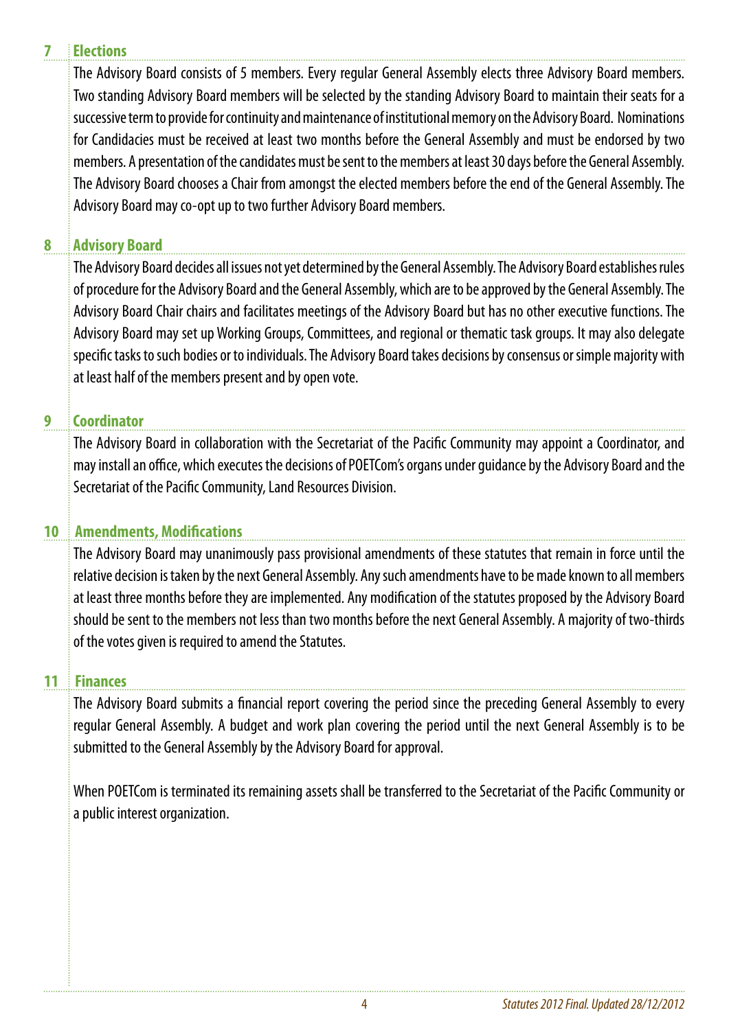## 7 Elections

The Advisory Board consists of 5 members. Every regular General Assembly elects three Advisory Board members. Two standing Advisory Board members will be selected by the standing Advisory Board to maintain their seats for a successive term to provide for continuity and maintenance of institutional memory on the Advisory Board. Nominations for Candidacies must be received at least two months before the General Assembly and must be endorsed by two members. A presentation of the candidates must be sent to the members at least 30 days before the General Assembly. The Advisory Board chooses a Chair from amongst the elected members before the end of the General Assembly. The Advisory Board may co-opt up to two further Advisory Board members.

## 8 Advisory Board

The Advisory Board decides all issues not yet determined by the General Assembly. The Advisory Board establishes rules of procedure for the Advisory Board and the General Assembly, which are to be approved by the General Assembly. The Advisory Board Chair chairs and facilitates meetings of the Advisory Board but has no other executive functions. The Advisory Board may set up Working Groups, Committees, and regional or thematic task groups. It may also delegate specific tasks to such bodies or to individuals. The Advisory Board takes decisions by consensus or simple majority with at least half of the members present and by open vote.

## 9 Coordinator

The Advisory Board in collaboration with the Secretariat of the Pacific Community may appoint a Coordinator, and may install an office, which executes the decisions of POETCom's organs under guidance by the Advisory Board and the Secretariat of the Pacific Community, Land Resources Division.

## 10 Amendments, Modifications

The Advisory Board may unanimously pass provisional amendments of these statutes that remain in force until the relative decision is taken by the next General Assembly. Any such amendments have to be made known to all members at least three months before they are implemented. Any modification of the statutes proposed by the Advisory Board should be sent to the members not less than two months before the next General Assembly. A majority of two-thirds of the votes given is required to amend the Statutes.

## 11 Finances

The Advisory Board submits a financial report covering the period since the preceding General Assembly to every regular General Assembly. A budget and work plan covering the period until the next General Assembly is to be submitted to the General Assembly by the Advisory Board for approval.

When POETCom is terminated its remaining assets shall be transferred to the Secretariat of the Pacific Community or a public interest organization.